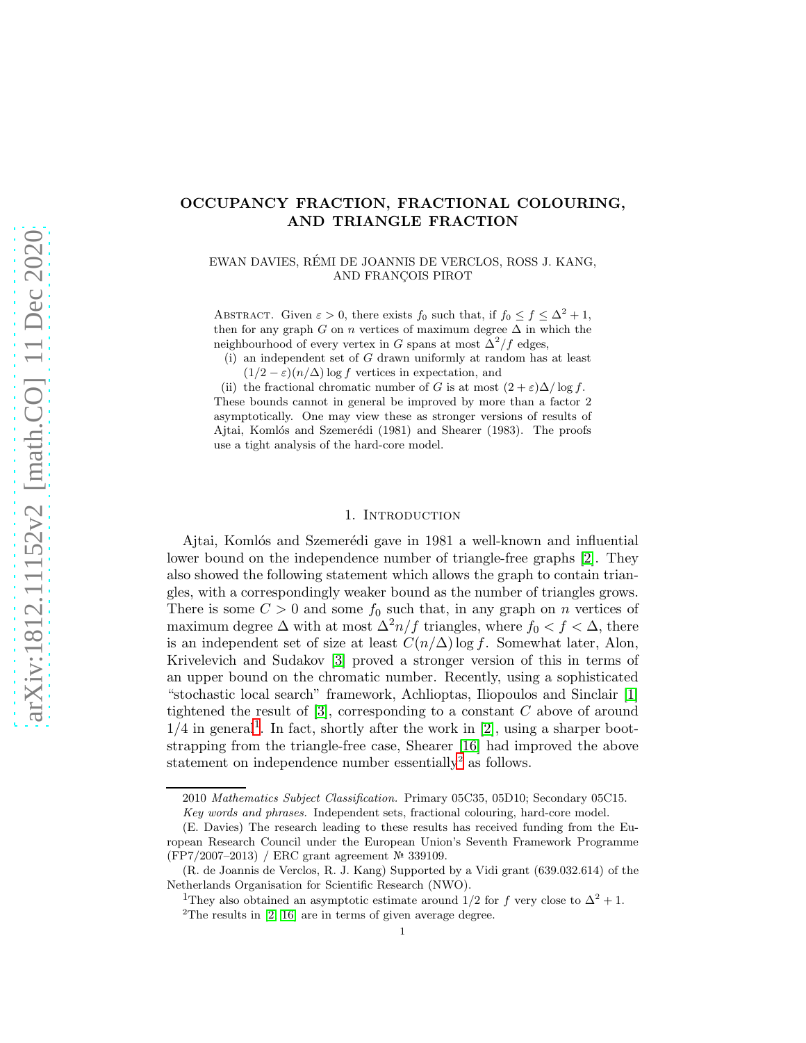# OCCUPANCY FRACTION, FRACTIONAL COLOURING, AND TRIANGLE FRACTION

EWAN DAVIES, RÉMI DE JOANNIS DE VERCLOS, ROSS J. KANG, AND FRANÇOIS PIROT

Abstract. Given $\varepsilon > 0$, there exists $f_0$ such that, if $f_0 \le f \le \Delta^2 + 1$, then for any graph $G$ on $n$ vertices of maximum degree $\Delta$ in which the neighbourhood of every vertex in $G$ spans at most $\Delta^2/f$ edges,

(i) an independent set of $G$ drawn uniformly at random has at least $(1/2 - \varepsilon)(n/\Delta)\log f$ vertices in expectation, and

(ii) the fractional chromatic number of $G$ is at most $(2 + \varepsilon)\Delta/\log f$.

These bounds cannot in general be improved by more than a factor 2 asymptotically. One may view these as stronger versions of results of Ajtai, Komlós and Szemerédi (1981) and Shearer (1983). The proofs use a tight analysis of the hard-core model.

## 1. Introduction

Ajtai, Komlós and Szemerédi gave in 1981 a well-known and influential lower bound on the independence number of triangle-free graphs [2]. They also showed the following statement which allows the graph to contain triangles, with a correspondingly weaker bound as the number of triangles grows. There is some $C > 0$ and some $f_0$ such that, in any graph on $n$ vertices of maximum degree $\Delta$ with at most $\Delta^2 n/f$ triangles, where $f_0 < f < \Delta$, there is an independent set of size at least $C(n/\Delta)\log f$. Somewhat later, Alon, Krivelevich and Sudakov [3] proved a stronger version of this in terms of an upper bound on the chromatic number. Recently, using a sophisticated "stochastic local search" framework, Achlioptas, Iliopoulos and Sinclair [1] tightened the result of [3], corresponding to a constant $C$ above of around $1/4$ in general[1]. In fact, shortly after the work in [2], using a sharper bootstrapping from the triangle-free case, Shearer [16] had improved the above statement on independence number essentially[2] as follows.

2010 *Mathematics Subject Classification.* Primary 05C35, 05D10; Secondary 05C15.

*Key words and phrases.* Independent sets, fractional colouring, hard-core model.

(E. Davies) The research leading to these results has received funding from the European Research Council under the European Union's Seventh Framework Programme (FP7/2007–2013) / ERC grant agreement № 339109.

(R. de Joannis de Verclos, R. J. Kang) Supported by a Vidi grant (639.032.614) of the Netherlands Organisation for Scientific Research (NWO).

[1] They also obtained an asymptotic estimate around 1/2 for $f$ very close to $\Delta^2 + 1$.

[2] The results in [2, 16] are in terms of given average degree.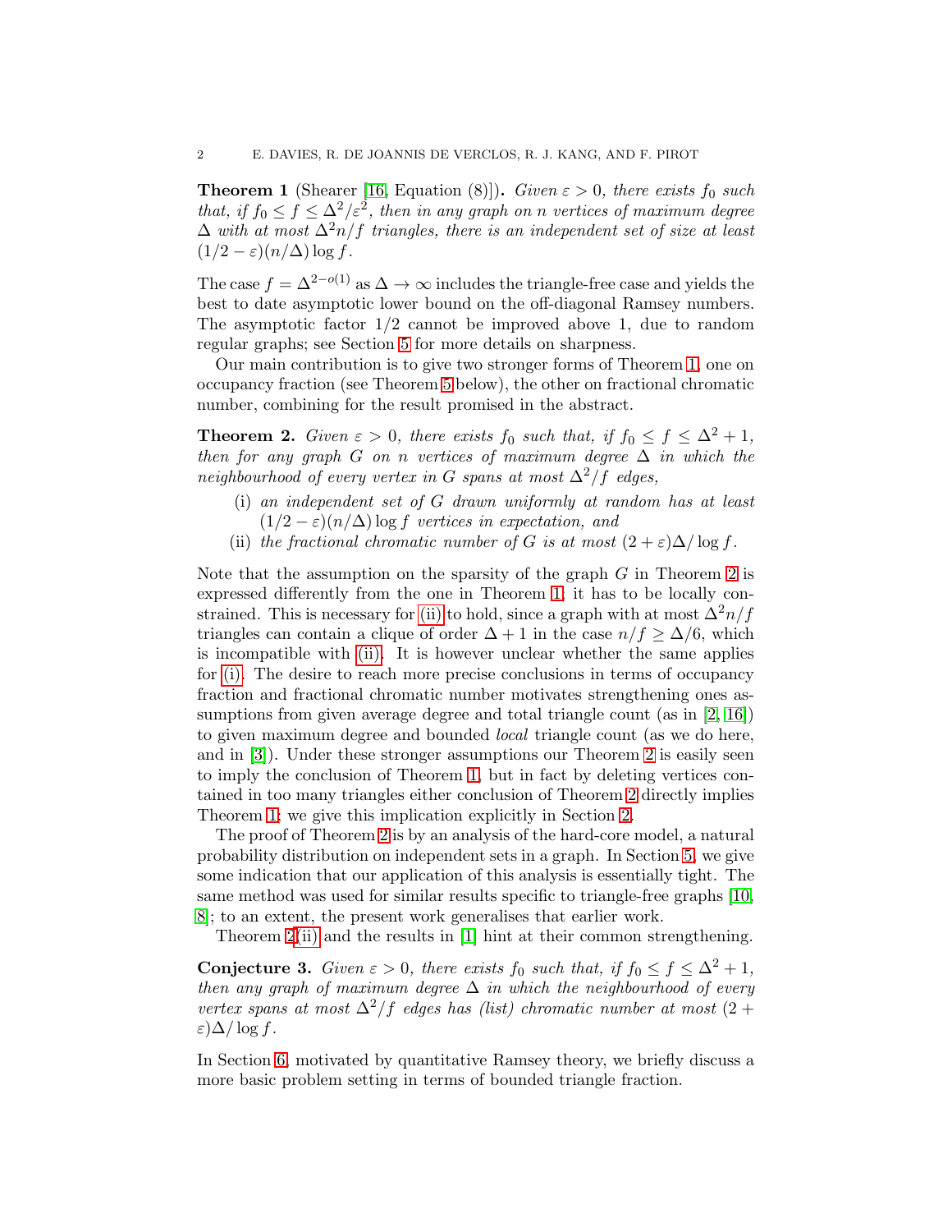**Theorem 1** (Shearer [16, Equation (8)])**.** *Given $\varepsilon > 0$, there exists $f_0$ such that, if $f_0 \le f \le \Delta^2/\varepsilon^2$, then in any graph on $n$ vertices of maximum degree $\Delta$ with at most $\Delta^2 n/f$ triangles, there is an independent set of size at least $(1/2 - \varepsilon)(n/\Delta)\log f$.*

The case $f = \Delta^{2-o(1)}$ as $\Delta \to \infty$ includes the triangle-free case and yields the best to date asymptotic lower bound on the off-diagonal Ramsey numbers. The asymptotic factor $1/2$ cannot be improved above 1, due to random regular graphs; see Section 5 for more details on sharpness.

Our main contribution is to give two stronger forms of Theorem 1, one on occupancy fraction (see Theorem 5 below), the other on fractional chromatic number, combining for the result promised in the abstract.

**Theorem 2.** *Given $\varepsilon > 0$, there exists $f_0$ such that, if $f_0 \le f \le \Delta^2 + 1$, then for any graph $G$ on $n$ vertices of maximum degree $\Delta$ in which the neighbourhood of every vertex in $G$ spans at most $\Delta^2/f$ edges,*

- (i) *an independent set of $G$ drawn uniformly at random has at least $(1/2 - \varepsilon)(n/\Delta)\log f$ vertices in expectation, and*
- (ii) *the fractional chromatic number of $G$ is at most $(2 + \varepsilon)\Delta/\log f$.*

Note that the assumption on the sparsity of the graph $G$ in Theorem 2 is expressed differently from the one in Theorem 1; it has to be locally constrained. This is necessary for (ii) to hold, since a graph with at most $\Delta^2 n/f$ triangles can contain a clique of order $\Delta + 1$ in the case $n/f \ge \Delta/6$, which is incompatible with (ii). It is however unclear whether the same applies for (i). The desire to reach more precise conclusions in terms of occupancy fraction and fractional chromatic number motivates strengthening ones assumptions from given average degree and total triangle count (as in [2, 16]) to given maximum degree and bounded *local* triangle count (as we do here, and in [3]). Under these stronger assumptions our Theorem 2 is easily seen to imply the conclusion of Theorem 1, but in fact by deleting vertices contained in too many triangles either conclusion of Theorem 2 directly implies Theorem 1; we give this implication explicitly in Section 2.

The proof of Theorem 2 is by an analysis of the hard-core model, a natural probability distribution on independent sets in a graph. In Section 5, we give some indication that our application of this analysis is essentially tight. The same method was used for similar results specific to triangle-free graphs [10, 8]; to an extent, the present work generalises that earlier work.

Theorem 2(ii) and the results in [1] hint at their common strengthening.

**Conjecture 3.** *Given $\varepsilon > 0$, there exists $f_0$ such that, if $f_0 \le f \le \Delta^2 + 1$, then any graph of maximum degree $\Delta$ in which the neighbourhood of every vertex spans at most $\Delta^2/f$ edges has (list) chromatic number at most $(2 + \varepsilon)\Delta/\log f$.*

In Section 6, motivated by quantitative Ramsey theory, we briefly discuss a more basic problem setting in terms of bounded triangle fraction.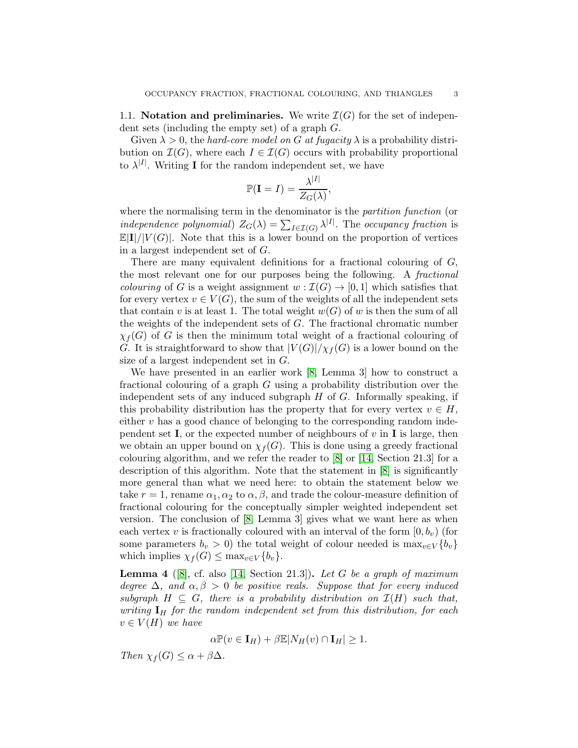**1.1. Notation and preliminaries.** We write $\mathcal{I}(G)$ for the set of independent sets (including the empty set) of a graph $G$.

Given $\lambda > 0$, the *hard-core model on $G$ at fugacity $\lambda$* is a probability distribution on $\mathcal{I}(G)$, where each $I \in \mathcal{I}(G)$ occurs with probability proportional to $\lambda^{|I|}$. Writing $\mathbf{I}$ for the random independent set, we have

$$\mathbb{P}(\mathbf{I} = I) = \frac{\lambda^{|I|}}{Z_G(\lambda)},$$

where the normalising term in the denominator is the *partition function* (or *independence polynomial*) $Z_G(\lambda) = \sum_{I \in \mathcal{I}(G)} \lambda^{|I|}$. The *occupancy fraction* is $\mathbb{E}|\mathbf{I}|/|V(G)|$. Note that this is a lower bound on the proportion of vertices in a largest independent set of $G$.

There are many equivalent definitions for a fractional colouring of $G$, the most relevant one for our purposes being the following. A *fractional colouring* of $G$ is a weight assignment $w : \mathcal{I}(G) \to [0, 1]$ which satisfies that for every vertex $v \in V(G)$, the sum of the weights of all the independent sets that contain $v$ is at least 1. The total weight $w(G)$ of $w$ is then the sum of all the weights of the independent sets of $G$. The fractional chromatic number $\chi_f(G)$ of $G$ is then the minimum total weight of a fractional colouring of $G$. It is straightforward to show that $|V(G)|/\chi_f(G)$ is a lower bound on the size of a largest independent set in $G$.

We have presented in an earlier work [8, Lemma 3] how to construct a fractional colouring of a graph $G$ using a probability distribution over the independent sets of any induced subgraph $H$ of $G$. Informally speaking, if this probability distribution has the property that for every vertex $v \in H$, either $v$ has a good chance of belonging to the corresponding random independent set $\mathbf{I}$, or the expected number of neighbours of $v$ in $\mathbf{I}$ is large, then we obtain an upper bound on $\chi_f(G)$. This is done using a greedy fractional colouring algorithm, and we refer the reader to [8] or [14, Section 21.3] for a description of this algorithm. Note that the statement in [8] is significantly more general than what we need here: to obtain the statement below we take $r = 1$, rename $\alpha_1, \alpha_2$ to $\alpha, \beta$, and trade the colour-measure definition of fractional colouring for the conceptually simpler weighted independent set version. The conclusion of [8, Lemma 3] gives what we want here as when each vertex $v$ is fractionally coloured with an interval of the form $[0, b_v)$ (for some parameters $b_v > 0$) the total weight of colour needed is $\max_{v \in V}\{b_v\}$ which implies $\chi_f(G) \le \max_{v \in V}\{b_v\}$.

**Lemma 4** ([8], cf. also [14, Section 21.3])**.** *Let $G$ be a graph of maximum degree $\Delta$, and $\alpha, \beta > 0$ be positive reals. Suppose that for every induced subgraph $H \subseteq G$, there is a probability distribution on $\mathcal{I}(H)$ such that, writing $\mathbf{I}_H$ for the random independent set from this distribution, for each $v \in V(H)$ we have*

$$\alpha \mathbb{P}(v \in \mathbf{I}_H) + \beta \mathbb{E}|N_H(v) \cap \mathbf{I}_H| \ge 1.$$

*Then $\chi_f(G) \le \alpha + \beta\Delta$.*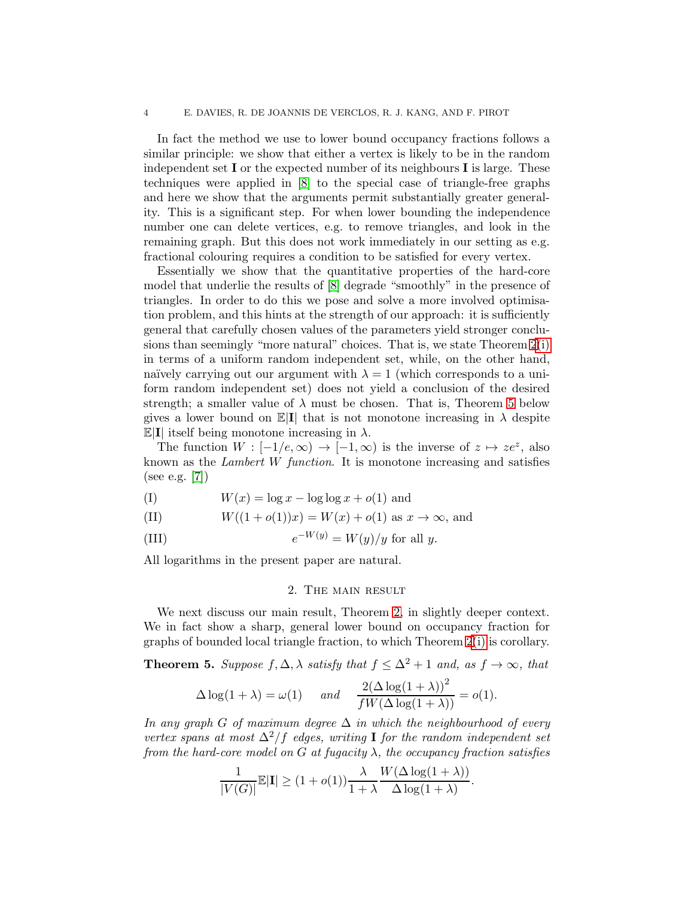In fact the method we use to lower bound occupancy fractions follows a similar principle: we show that either a vertex is likely to be in the random independent set $\mathbf{I}$ or the expected number of its neighbours $\mathbf{I}$ is large. These techniques were applied in [8] to the special case of triangle-free graphs and here we show that the arguments permit substantially greater generality. This is a significant step. For when lower bounding the independence number one can delete vertices, e.g. to remove triangles, and look in the remaining graph. But this does not work immediately in our setting as e.g. fractional colouring requires a condition to be satisfied for every vertex.

Essentially we show that the quantitative properties of the hard-core model that underlie the results of [8] degrade "smoothly" in the presence of triangles. In order to do this we pose and solve a more involved optimisation problem, and this hints at the strength of our approach: it is sufficiently general that carefully chosen values of the parameters yield stronger conclusions than seemingly "more natural" choices. That is, we state Theorem 2(i) in terms of a uniform random independent set, while, on the other hand, naïvely carrying out our argument with $\lambda = 1$ (which corresponds to a uniform random independent set) does not yield a conclusion of the desired strength; a smaller value of $\lambda$ must be chosen. That is, Theorem 5 below gives a lower bound on $\mathbb{E}|\mathbf{I}|$ that is not monotone increasing in $\lambda$ despite $\mathbb{E}|\mathbf{I}|$ itself being monotone increasing in $\lambda$.

The function $W : [-1/e, \infty) \to [-1, \infty)$ is the inverse of $z \mapsto ze^z$, also known as the *Lambert W function*. It is monotone increasing and satisfies (see e.g. [7])

(I) $\qquad W(x) = \log x - \log\log x + o(1)$ and

(II) $\qquad W((1 + o(1))x) = W(x) + o(1)$ as $x \to \infty$, and

(III) $\qquad e^{-W(y)} = W(y)/y$ for all $y$.

All logarithms in the present paper are natural.

## 2. The main result

We next discuss our main result, Theorem 2, in slightly deeper context. We in fact show a sharp, general lower bound on occupancy fraction for graphs of bounded local triangle fraction, to which Theorem 2(i) is corollary.

**Theorem 5.** *Suppose $f, \Delta, \lambda$ satisfy that $f \le \Delta^2 + 1$ and, as $f \to \infty$, that*

$$\Delta \log(1 + \lambda) = \omega(1) \quad \text{ and } \quad \frac{2(\Delta \log(1 + \lambda))^2}{fW(\Delta \log(1 + \lambda))} = o(1).$$

*In any graph $G$ of maximum degree $\Delta$ in which the neighbourhood of every vertex spans at most $\Delta^2/f$ edges, writing $\mathbf{I}$ for the random independent set from the hard-core model on $G$ at fugacity $\lambda$, the occupancy fraction satisfies*

$$\frac{1}{|V(G)|}\mathbb{E}|\mathbf{I}| \ge (1 + o(1))\frac{\lambda}{1 + \lambda}\frac{W(\Delta \log(1 + \lambda))}{\Delta \log(1 + \lambda)}.$$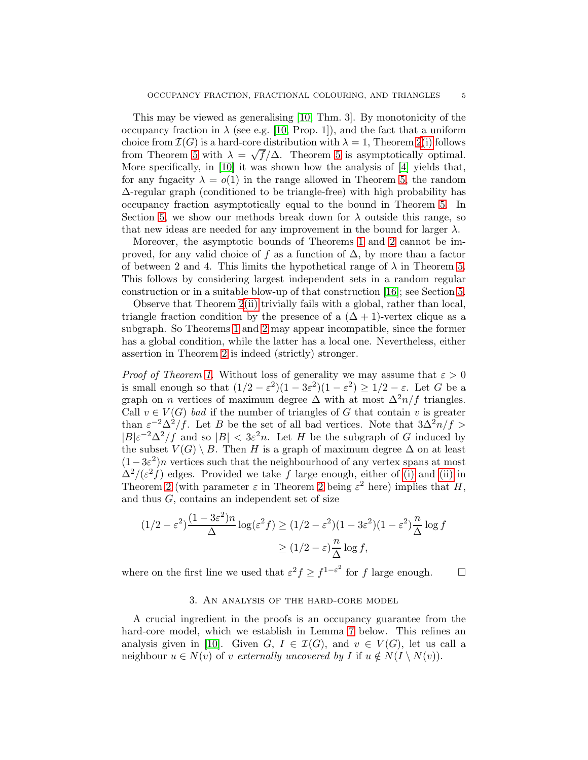This may be viewed as generalising [10, Thm. 3]. By monotonicity of the occupancy fraction in $\lambda$ (see e.g. [10, Prop. 1]), and the fact that a uniform choice from $\mathcal{I}(G)$ is a hard-core distribution with $\lambda = 1$, Theorem 2(i) follows from Theorem 5 with $\lambda = \sqrt{f}/\Delta$. Theorem 5 is asymptotically optimal. More specifically, in [10] it was shown how the analysis of [4] yields that, for any fugacity $\lambda = o(1)$ in the range allowed in Theorem 5, the random $\Delta$-regular graph (conditioned to be triangle-free) with high probability has occupancy fraction asymptotically equal to the bound in Theorem 5. In Section 5, we show our methods break down for $\lambda$ outside this range, so that new ideas are needed for any improvement in the bound for larger $\lambda$.

Moreover, the asymptotic bounds of Theorems 1 and 2 cannot be improved, for any valid choice of $f$ as a function of $\Delta$, by more than a factor of between 2 and 4. This limits the hypothetical range of $\lambda$ in Theorem 5. This follows by considering largest independent sets in a random regular construction or in a suitable blow-up of that construction [16]; see Section 5.

Observe that Theorem 2(ii) trivially fails with a global, rather than local, triangle fraction condition by the presence of a $(\Delta + 1)$-vertex clique as a subgraph. So Theorems 1 and 2 may appear incompatible, since the former has a global condition, while the latter has a local one. Nevertheless, either assertion in Theorem 2 is indeed (strictly) stronger.

*Proof of Theorem 1.* Without loss of generality we may assume that $\varepsilon > 0$ is small enough so that $(1/2 - \varepsilon^2)(1 - 3\varepsilon^2)(1 - \varepsilon^2) \geq 1/2 - \varepsilon$. Let $G$ be a graph on $n$ vertices of maximum degree $\Delta$ with at most $\Delta^2 n/f$ triangles. Call $v \in V(G)$ *bad* if the number of triangles of $G$ that contain $v$ is greater than $\varepsilon^{-2}\Delta^2/f$. Let $B$ be the set of all bad vertices. Note that $3\Delta^2 n/f > |B|\varepsilon^{-2}\Delta^2/f$ and so $|B| < 3\varepsilon^2 n$. Let $H$ be the subgraph of $G$ induced by the subset $V(G) \setminus B$. Then $H$ is a graph of maximum degree $\Delta$ on at least $(1 - 3\varepsilon^2)n$ vertices such that the neighbourhood of any vertex spans at most $\Delta^2/(\varepsilon^2 f)$ edges. Provided we take $f$ large enough, either of (i) and (ii) in Theorem 2 (with parameter $\varepsilon$ in Theorem 2 being $\varepsilon^2$ here) implies that $H$, and thus $G$, contains an independent set of size

$$
\begin{aligned}
(1/2 - \varepsilon^2)\frac{(1 - 3\varepsilon^2)n}{\Delta}\log(\varepsilon^2 f) &\geq (1/2 - \varepsilon^2)(1 - 3\varepsilon^2)(1 - \varepsilon^2)\frac{n}{\Delta}\log f \\
&\geq (1/2 - \varepsilon)\frac{n}{\Delta}\log f,
\end{aligned}
$$

where on the first line we used that $\varepsilon^2 f \geq f^{1-\varepsilon^2}$ for $f$ large enough. $\square$

## 3. An analysis of the hard-core model

A crucial ingredient in the proofs is an occupancy guarantee from the hard-core model, which we establish in Lemma 7 below. This refines an analysis given in [10]. Given $G$, $I \in \mathcal{I}(G)$, and $v \in V(G)$, let us call a neighbour $u \in N(v)$ of $v$ *externally uncovered by* $I$ if $u \notin N(I \setminus N(v))$.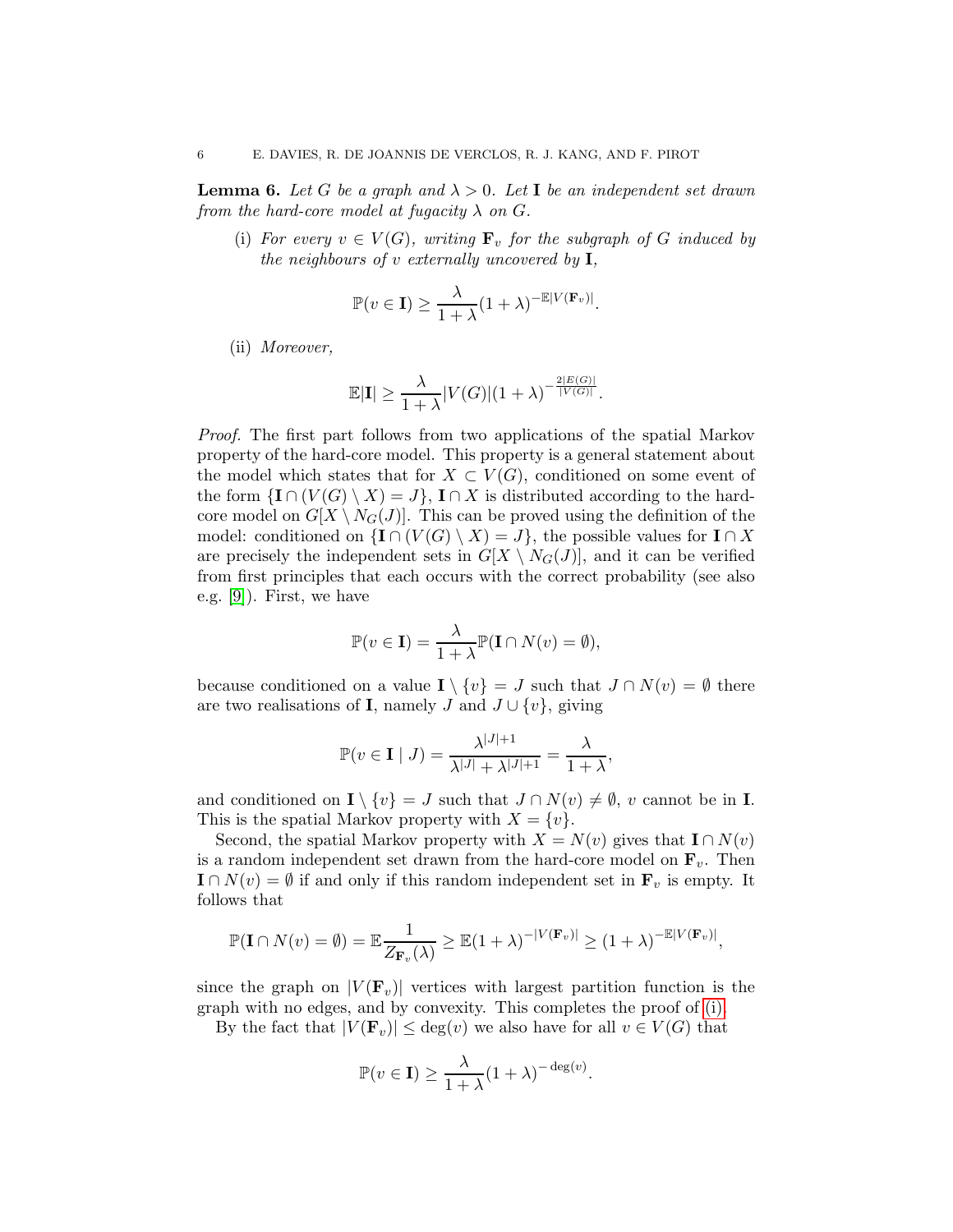**Lemma 6.** *Let $G$ be a graph and $\lambda > 0$. Let $\mathbf{I}$ be an independent set drawn from the hard-core model at fugacity $\lambda$ on $G$.*

(i) *For every $v \in V(G)$, writing $\mathbf{F}_v$ for the subgraph of $G$ induced by the neighbours of $v$ externally uncovered by $\mathbf{I}$,*

$$\mathbb{P}(v \in \mathbf{I}) \geq \frac{\lambda}{1+\lambda}(1+\lambda)^{-\mathbb{E}|V(\mathbf{F}_v)|}.$$

(ii) *Moreover,*

$$\mathbb{E}|\mathbf{I}| \geq \frac{\lambda}{1+\lambda}|V(G)|(1+\lambda)^{-\frac{2|E(G)|}{|V(G)|}}.$$

*Proof.* The first part follows from two applications of the spatial Markov property of the hard-core model. This property is a general statement about the model which states that for $X \subset V(G)$, conditioned on some event of the form $\{\mathbf{I} \cap (V(G) \setminus X) = J\}$, $\mathbf{I} \cap X$ is distributed according to the hard-core model on $G[X \setminus N_G(J)]$. This can be proved using the definition of the model: conditioned on $\{\mathbf{I} \cap (V(G) \setminus X) = J\}$, the possible values for $\mathbf{I} \cap X$ are precisely the independent sets in $G[X \setminus N_G(J)]$, and it can be verified from first principles that each occurs with the correct probability (see also e.g. [9]). First, we have

$$\mathbb{P}(v \in \mathbf{I}) = \frac{\lambda}{1+\lambda}\mathbb{P}(\mathbf{I} \cap N(v) = \emptyset),$$

because conditioned on a value $\mathbf{I} \setminus \{v\} = J$ such that $J \cap N(v) = \emptyset$ there are two realisations of $\mathbf{I}$, namely $J$ and $J \cup \{v\}$, giving

$$\mathbb{P}(v \in \mathbf{I} \mid J) = \frac{\lambda^{|J|+1}}{\lambda^{|J|} + \lambda^{|J|+1}} = \frac{\lambda}{1+\lambda},$$

and conditioned on $\mathbf{I} \setminus \{v\} = J$ such that $J \cap N(v) \neq \emptyset$, $v$ cannot be in $\mathbf{I}$. This is the spatial Markov property with $X = \{v\}$.

Second, the spatial Markov property with $X = N(v)$ gives that $\mathbf{I} \cap N(v)$ is a random independent set drawn from the hard-core model on $\mathbf{F}_v$. Then $\mathbf{I} \cap N(v) = \emptyset$ if and only if this random independent set in $\mathbf{F}_v$ is empty. It follows that

$$\mathbb{P}(\mathbf{I} \cap N(v) = \emptyset) = \mathbb{E}\frac{1}{Z_{\mathbf{F}_v}(\lambda)} \geq \mathbb{E}(1+\lambda)^{-|V(\mathbf{F}_v)|} \geq (1+\lambda)^{-\mathbb{E}|V(\mathbf{F}_v)|},$$

since the graph on $|V(\mathbf{F}_v)|$ vertices with largest partition function is the graph with no edges, and by convexity. This completes the proof of (i).

By the fact that $|V(\mathbf{F}_v)| \leq \deg(v)$ we also have for all $v \in V(G)$ that

$$\mathbb{P}(v \in \mathbf{I}) \geq \frac{\lambda}{1+\lambda}(1+\lambda)^{-\deg(v)}.$$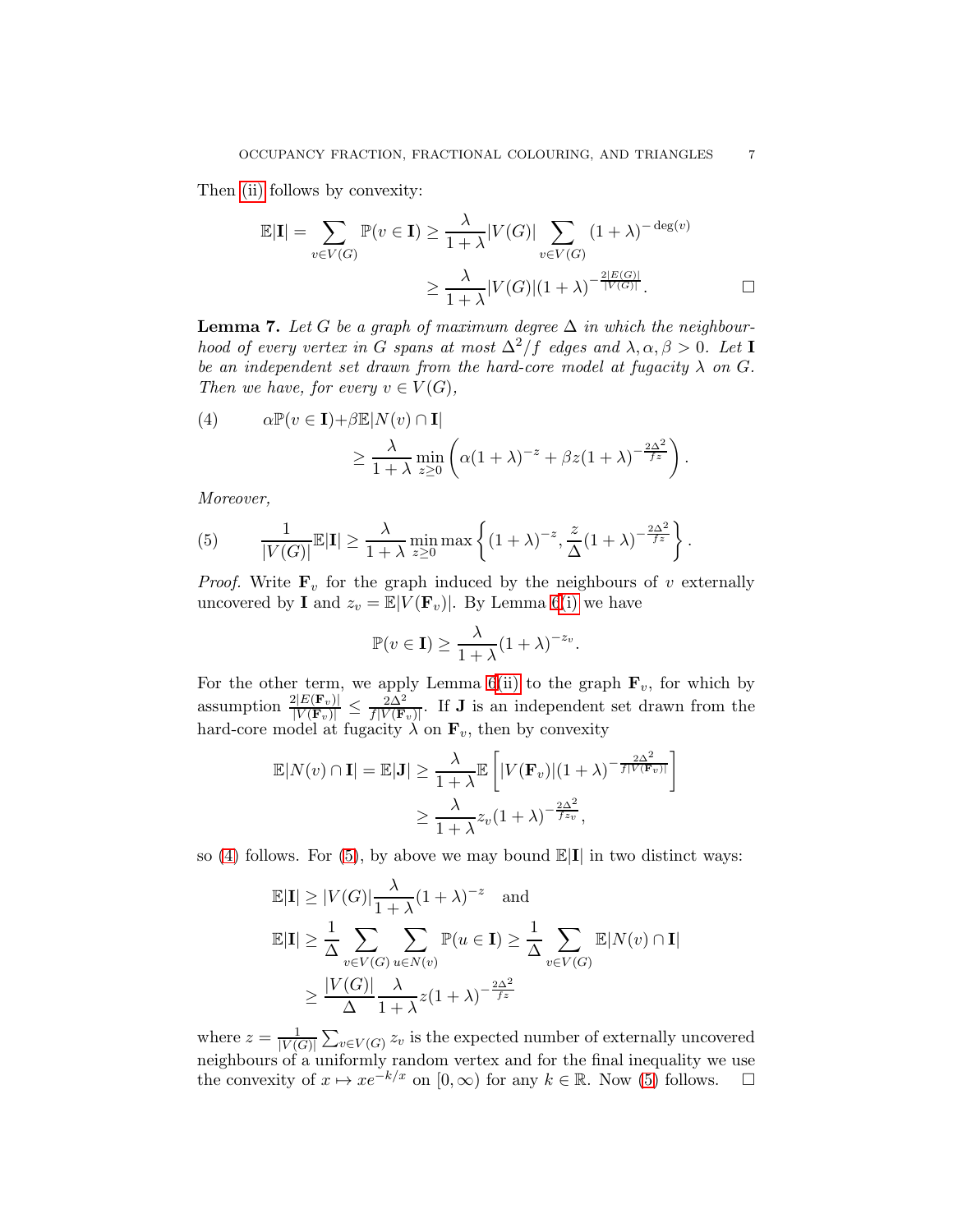Then (ii) follows by convexity:

$$\mathbb{E}|\mathbf{I}| = \sum_{v\in V(G)} \mathbb{P}(v \in \mathbf{I}) \geq \frac{\lambda}{1+\lambda}|V(G)| \sum_{v\in V(G)} (1+\lambda)^{-\deg(v)}$$
$$\geq \frac{\lambda}{1+\lambda}|V(G)|(1+\lambda)^{-\frac{2|E(G)|}{|V(G)|}}. \qquad \square$$

**Lemma 7.** *Let $G$ be a graph of maximum degree $\Delta$ in which the neighbourhood of every vertex in $G$ spans at most $\Delta^2/f$ edges and $\lambda, \alpha, \beta > 0$. Let $\mathbf{I}$ be an independent set drawn from the hard-core model at fugacity $\lambda$ on $G$. Then we have, for every $v \in V(G)$,*

$$\begin{aligned}(4)\qquad \alpha\mathbb{P}(v \in \mathbf{I}) + &\beta\mathbb{E}|N(v) \cap \mathbf{I}| \\ &\geq \frac{\lambda}{1+\lambda} \min_{z\geq 0} \left( \alpha(1+\lambda)^{-z} + \beta z (1+\lambda)^{-\frac{2\Delta^2}{fz}} \right).\end{aligned}$$

*Moreover,*

$$(5)\qquad \frac{1}{|V(G)|}\mathbb{E}|\mathbf{I}| \geq \frac{\lambda}{1+\lambda} \min_{z\geq 0} \max\left\{ (1+\lambda)^{-z}, \frac{z}{\Delta}(1+\lambda)^{-\frac{2\Delta^2}{fz}} \right\}.$$

*Proof.* Write $\mathbf{F}_v$ for the graph induced by the neighbours of $v$ externally uncovered by $\mathbf{I}$ and $z_v = \mathbb{E}|V(\mathbf{F}_v)|$. By Lemma 6(i) we have

$$\mathbb{P}(v \in \mathbf{I}) \geq \frac{\lambda}{1+\lambda}(1+\lambda)^{-z_v}.$$

For the other term, we apply Lemma 6(ii) to the graph $\mathbf{F}_v$, for which by assumption $\frac{2|E(\mathbf{F}_v)|}{|V(\mathbf{F}_v)|} \leq \frac{2\Delta^2}{f|V(\mathbf{F}_v)|}$. If $\mathbf{J}$ is an independent set drawn from the hard-core model at fugacity $\lambda$ on $\mathbf{F}_v$, then by convexity

$$\mathbb{E}|N(v) \cap \mathbf{I}| = \mathbb{E}|\mathbf{J}| \geq \frac{\lambda}{1+\lambda}\mathbb{E}\left[ |V(\mathbf{F}_v)|(1+\lambda)^{-\frac{2\Delta^2}{f|V(\mathbf{F}_v)|}} \right]$$
$$\geq \frac{\lambda}{1+\lambda} z_v (1+\lambda)^{-\frac{2\Delta^2}{fz_v}},$$

so (4) follows. For (5), by above we may bound $\mathbb{E}|\mathbf{I}|$ in two distinct ways:

$$\mathbb{E}|\mathbf{I}| \geq |V(G)|\frac{\lambda}{1+\lambda}(1+\lambda)^{-z} \quad \text{and}$$
$$\mathbb{E}|\mathbf{I}| \geq \frac{1}{\Delta}\sum_{v\in V(G)}\sum_{u\in N(v)} \mathbb{P}(u \in \mathbf{I}) \geq \frac{1}{\Delta}\sum_{v\in V(G)} \mathbb{E}|N(v) \cap \mathbf{I}|$$
$$\geq \frac{|V(G)|}{\Delta}\frac{\lambda}{1+\lambda} z (1+\lambda)^{-\frac{2\Delta^2}{fz}}$$

where $z = \frac{1}{|V(G)|}\sum_{v\in V(G)} z_v$ is the expected number of externally uncovered neighbours of a uniformly random vertex and for the final inequality we use the convexity of $x \mapsto xe^{-k/x}$ on $[0, \infty)$ for any $k \in \mathbb{R}$. Now (5) follows. $\square$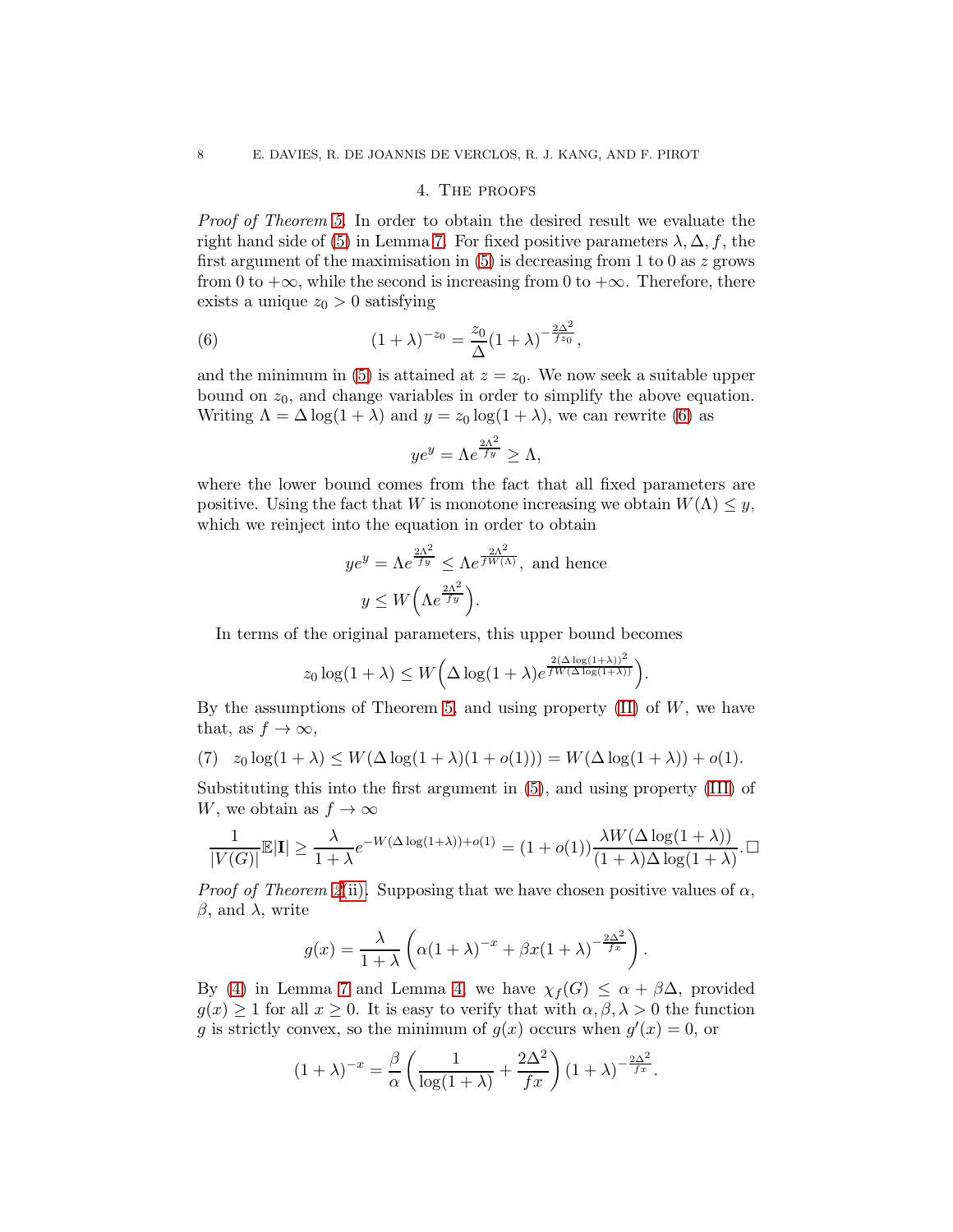## 4. The proofs

*Proof of Theorem 5.* In order to obtain the desired result we evaluate the right hand side of (5) in Lemma 7. For fixed positive parameters $\lambda, \Delta, f$, the first argument of the maximisation in (5) is decreasing from 1 to 0 as $z$ grows from 0 to $+\infty$, while the second is increasing from 0 to $+\infty$. Therefore, there exists a unique $z_0 > 0$ satisfying

$$(1+\lambda)^{-z_0} = \frac{z_0}{\Delta}(1+\lambda)^{-\frac{2\Delta^2}{fz_0}}, \tag{6}$$

and the minimum in (5) is attained at $z = z_0$. We now seek a suitable upper bound on $z_0$, and change variables in order to simplify the above equation. Writing $\Lambda = \Delta \log(1+\lambda)$ and $y = z_0 \log(1+\lambda)$, we can rewrite (6) as

$$ye^y = \Lambda e^{\frac{2\Lambda^2}{fy}} \geq \Lambda,$$

where the lower bound comes from the fact that all fixed parameters are positive. Using the fact that $W$ is monotone increasing we obtain $W(\Lambda) \leq y$, which we reinject into the equation in order to obtain

$$ye^y = \Lambda e^{\frac{2\Lambda^2}{fy}} \leq \Lambda e^{\frac{2\Lambda^2}{fW(\Lambda)}}, \text{ and hence}$$
$$y \leq W\Big(\Lambda e^{\frac{2\Lambda^2}{fy}}\Big).$$

In terms of the original parameters, this upper bound becomes

$$z_0 \log(1+\lambda) \leq W\Big(\Delta \log(1+\lambda) e^{\frac{2(\Delta \log(1+\lambda))^2}{fW(\Delta\log(1+\lambda))}}\Big).$$

By the assumptions of Theorem 5, and using property (II) of $W$, we have that, as $f \to \infty$,

$$z_0 \log(1+\lambda) \leq W(\Delta \log(1+\lambda)(1+o(1))) = W(\Delta\log(1+\lambda)) + o(1). \tag{7}$$

Substituting this into the first argument in (5), and using property (III) of $W$, we obtain as $f \to \infty$

$$\frac{1}{|V(G)|}\mathbb{E}|\mathbf{I}| \geq \frac{\lambda}{1+\lambda} e^{-W(\Delta\log(1+\lambda))+o(1)} = (1+o(1))\frac{\lambda W(\Delta \log(1+\lambda))}{(1+\lambda)\Delta\log(1+\lambda)}. \square$$

*Proof of Theorem 2(ii).* Supposing that we have chosen positive values of $\alpha$, $\beta$, and $\lambda$, write

$$g(x) = \frac{\lambda}{1+\lambda}\left(\alpha(1+\lambda)^{-x} + \beta x (1+\lambda)^{-\frac{2\Delta^2}{fx}}\right).$$

By (4) in Lemma 7 and Lemma 4, we have $\chi_f(G) \leq \alpha + \beta\Delta$, provided $g(x) \geq 1$ for all $x \geq 0$. It is easy to verify that with $\alpha, \beta, \lambda > 0$ the function $g$ is strictly convex, so the minimum of $g(x)$ occurs when $g'(x) = 0$, or

$$(1+\lambda)^{-x} = \frac{\beta}{\alpha}\left(\frac{1}{\log(1+\lambda)} + \frac{2\Delta^2}{fx}\right)(1+\lambda)^{-\frac{2\Delta^2}{fx}}.$$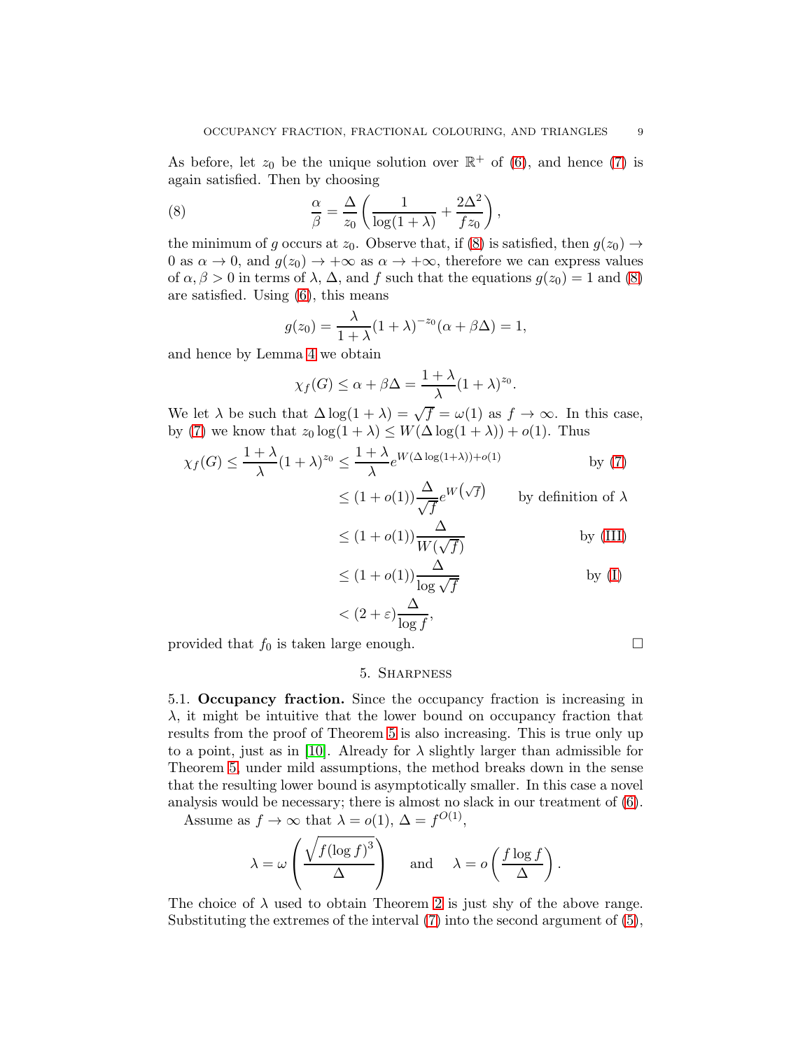As before, let $z_0$ be the unique solution over $\mathbb{R}^+$ of (6), and hence (7) is again satisfied. Then by choosing

$$\frac{\alpha}{\beta} = \frac{\Delta}{z_0}\left(\frac{1}{\log(1+\lambda)} + \frac{2\Delta^2}{f z_0}\right), \tag{8}$$

the minimum of $g$ occurs at $z_0$. Observe that, if (8) is satisfied, then $g(z_0) \to 0$ as $\alpha \to 0$, and $g(z_0) \to +\infty$ as $\alpha \to +\infty$, therefore we can express values of $\alpha, \beta > 0$ in terms of $\lambda$, $\Delta$, and $f$ such that the equations $g(z_0) = 1$ and (8) are satisfied. Using (6), this means

$$g(z_0) = \frac{\lambda}{1+\lambda}(1+\lambda)^{-z_0}(\alpha + \beta\Delta) = 1,$$

and hence by Lemma 4 we obtain

$$\chi_f(G) \le \alpha + \beta\Delta = \frac{1+\lambda}{\lambda}(1+\lambda)^{z_0}.$$

We let $\lambda$ be such that $\Delta \log(1+\lambda) = \sqrt{f} = \omega(1)$ as $f \to \infty$. In this case, by (7) we know that $z_0 \log(1+\lambda) \le W(\Delta \log(1+\lambda)) + o(1)$. Thus

$$\begin{aligned}
\chi_f(G) \le \frac{1+\lambda}{\lambda}(1+\lambda)^{z_0} &\le \frac{1+\lambda}{\lambda} e^{W(\Delta\log(1+\lambda))+o(1)} && \text{by (7)} \\
&\le (1+o(1))\frac{\Delta}{\sqrt{f}} e^{W\left(\sqrt{f}\right)} && \text{by definition of } \lambda \\
&\le (1+o(1))\frac{\Delta}{W(\sqrt{f})} && \text{by (III)} \\
&\le (1+o(1))\frac{\Delta}{\log\sqrt{f}} && \text{by (I)} \\
&< (2+\varepsilon)\frac{\Delta}{\log f},
\end{aligned}$$

provided that $f_0$ is taken large enough. □

## 5. Sharpness

**5.1. Occupancy fraction.** Since the occupancy fraction is increasing in $\lambda$, it might be intuitive that the lower bound on occupancy fraction that results from the proof of Theorem 5 is also increasing. This is true only up to a point, just as in [10]. Already for $\lambda$ slightly larger than admissible for Theorem 5, under mild assumptions, the method breaks down in the sense that the resulting lower bound is asymptotically smaller. In this case a novel analysis would be necessary; there is almost no slack in our treatment of (6).

Assume as $f \to \infty$ that $\lambda = o(1)$, $\Delta = f^{O(1)}$,

$$\lambda = \omega\left(\frac{\sqrt{f(\log f)^3}}{\Delta}\right) \quad \text{and} \quad \lambda = o\left(\frac{f \log f}{\Delta}\right).$$

The choice of $\lambda$ used to obtain Theorem 2 is just shy of the above range. Substituting the extremes of the interval (7) into the second argument of (5),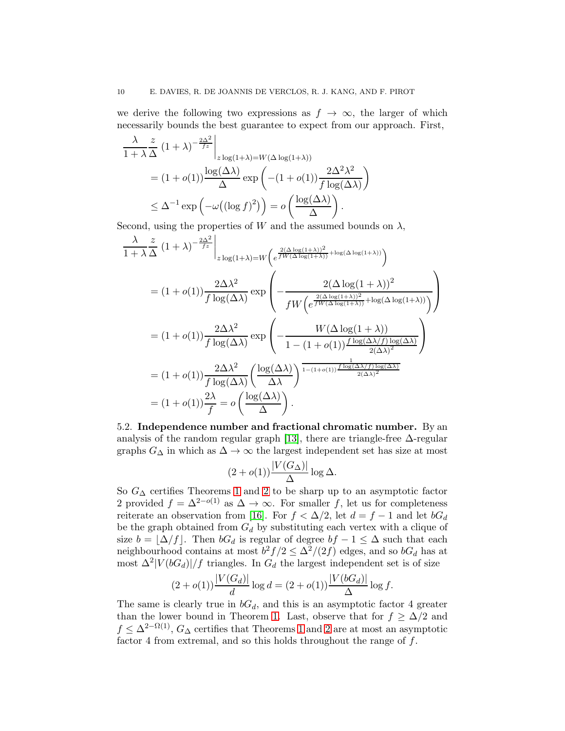we derive the following two expressions as $f \to \infty$, the larger of which necessarily bounds the best guarantee to expect from our approach. First,

$$
\begin{aligned}
&\frac{\lambda}{1+\lambda}\frac{z}{\Delta}\,(1+\lambda)^{-\frac{2\Delta^2}{fz}}\bigg|_{z\log(1+\lambda)=W(\Delta\log(1+\lambda))} \\
&\quad = (1+o(1))\frac{\log(\Delta\lambda)}{\Delta}\exp\left(-(1+o(1))\frac{2\Delta^2\lambda^2}{f\log(\Delta\lambda)}\right) \\
&\quad \le \Delta^{-1}\exp\Big(-\omega\big((\log f)^2\big)\Big) = o\left(\frac{\log(\Delta\lambda)}{\Delta}\right).
\end{aligned}
$$

Second, using the properties of $W$ and the assumed bounds on $\lambda$,

$$
\begin{aligned}
&\frac{\lambda}{1+\lambda}\frac{z}{\Delta}\,(1+\lambda)^{-\frac{2\Delta^2}{fz}}\bigg|_{z\log(1+\lambda)=W\left(e^{\frac{2(\Delta\log(1+\lambda))^2}{fW(\Delta\log(1+\lambda))}+\log(\Delta\log(1+\lambda))}\right)} \\
&\quad = (1+o(1))\frac{2\Delta\lambda^2}{f\log(\Delta\lambda)}\exp\left(-\frac{2(\Delta\log(1+\lambda))^2}{fW\left(e^{\frac{2(\Delta\log(1+\lambda))^2}{fW(\Delta\log(1+\lambda))}+\log(\Delta\log(1+\lambda))}\right)}\right) \\
&\quad = (1+o(1))\frac{2\Delta\lambda^2}{f\log(\Delta\lambda)}\exp\left(-\frac{W(\Delta\log(1+\lambda))}{1-(1+o(1))\frac{f\log(\Delta\lambda/f)\log(\Delta\lambda)}{2(\Delta\lambda)^2}}\right) \\
&\quad = (1+o(1))\frac{2\Delta\lambda^2}{f\log(\Delta\lambda)}\left(\frac{\log(\Delta\lambda)}{\Delta\lambda}\right)^{\frac{1}{1-(1+o(1))\frac{f\log(\Delta\lambda/f)\log(\Delta\lambda)}{2(\Delta\lambda)^2}}} \\
&\quad = (1+o(1))\frac{2\lambda}{f} = o\left(\frac{\log(\Delta\lambda)}{\Delta}\right).
\end{aligned}
$$

**5.2. Independence number and fractional chromatic number.** By an analysis of the random regular graph [13], there are triangle-free $\Delta$-regular graphs $G_\Delta$ in which as $\Delta \to \infty$ the largest independent set has size at most

$$(2+o(1))\frac{|V(G_\Delta)|}{\Delta}\log\Delta.$$

So $G_\Delta$ certifies Theorems 1 and 2 to be sharp up to an asymptotic factor 2 provided $f = \Delta^{2-o(1)}$ as $\Delta \to \infty$. For smaller $f$, let us for completeness reiterate an observation from [16]. For $f < \Delta/2$, let $d = f-1$ and let $bG_d$ be the graph obtained from $G_d$ by substituting each vertex with a clique of size $b = \lfloor \Delta/f \rfloor$. Then $bG_d$ is regular of degree $bf - 1 \le \Delta$ such that each neighbourhood contains at most $b^2f/2 \le \Delta^2/(2f)$ edges, and so $bG_d$ has at most $\Delta^2|V(bG_d)|/f$ triangles. In $G_d$ the largest independent set is of size

$$(2+o(1))\frac{|V(G_d)|}{d}\log d = (2+o(1))\frac{|V(bG_d)|}{\Delta}\log f.$$

The same is clearly true in $bG_d$, and this is an asymptotic factor 4 greater than the lower bound in Theorem 1. Last, observe that for $f \ge \Delta/2$ and $f \le \Delta^{2-\Omega(1)}$, $G_\Delta$ certifies that Theorems 1 and 2 are at most an asymptotic factor 4 from extremal, and so this holds throughout the range of $f$.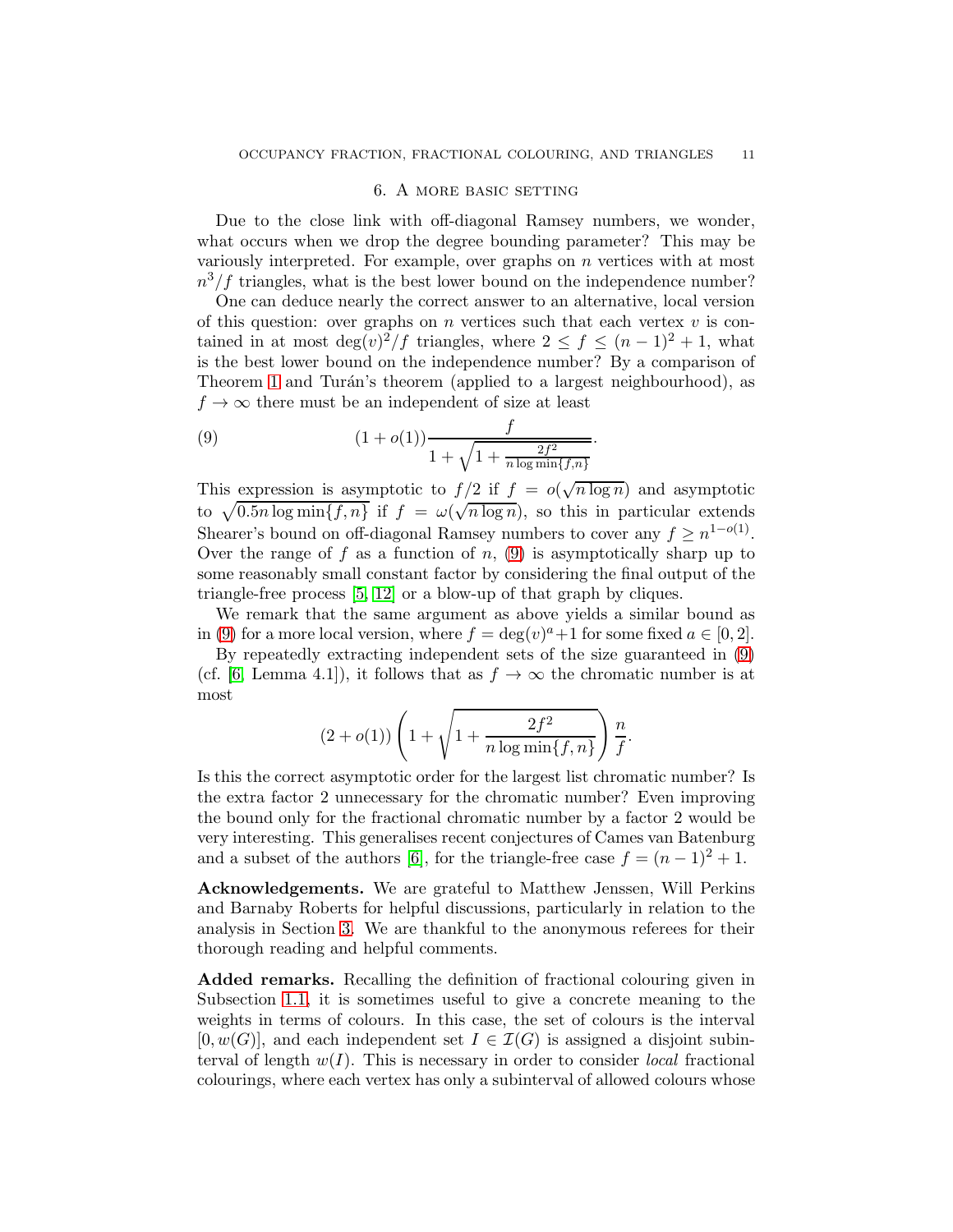## 6. A more basic setting

Due to the close link with off-diagonal Ramsey numbers, we wonder, what occurs when we drop the degree bounding parameter? This may be variously interpreted. For example, over graphs on $n$ vertices with at most $n^3/f$ triangles, what is the best lower bound on the independence number?

One can deduce nearly the correct answer to an alternative, local version of this question: over graphs on $n$ vertices such that each vertex $v$ is contained in at most $\deg(v)^2/f$ triangles, where $2 \le f \le (n-1)^2+1$, what is the best lower bound on the independence number? By a comparison of Theorem 1 and Turán's theorem (applied to a largest neighbourhood), as $f \to \infty$ there must be an independent of size at least

$$(1+o(1))\frac{f}{1+\sqrt{1+\frac{2f^2}{n\log\min\{f,n\}}}}. \tag{9}$$

This expression is asymptotic to $f/2$ if $f = o(\sqrt{n\log n})$ and asymptotic to $\sqrt{0.5n\log\min\{f,n\}}$ if $f = \omega(\sqrt{n\log n})$, so this in particular extends Shearer's bound on off-diagonal Ramsey numbers to cover any $f \ge n^{1-o(1)}$. Over the range of $f$ as a function of $n$, (9) is asymptotically sharp up to some reasonably small constant factor by considering the final output of the triangle-free process [5, 12] or a blow-up of that graph by cliques.

We remark that the same argument as above yields a similar bound as in (9) for a more local version, where $f = \deg(v)^a + 1$ for some fixed $a \in [0,2]$.

By repeatedly extracting independent sets of the size guaranteed in (9) (cf. [6, Lemma 4.1]), it follows that as $f \to \infty$ the chromatic number is at most

$$(2+o(1))\left(1+\sqrt{1+\frac{2f^2}{n\log\min\{f,n\}}}\right)\frac{n}{f}.$$

Is this the correct asymptotic order for the largest list chromatic number? Is the extra factor 2 unnecessary for the chromatic number? Even improving the bound only for the fractional chromatic number by a factor 2 would be very interesting. This generalises recent conjectures of Cames van Batenburg and a subset of the authors [6], for the triangle-free case $f = (n-1)^2+1$.

**Acknowledgements.** We are grateful to Matthew Jenssen, Will Perkins and Barnaby Roberts for helpful discussions, particularly in relation to the analysis in Section 3. We are thankful to the anonymous referees for their thorough reading and helpful comments.

**Added remarks.** Recalling the definition of fractional colouring given in Subsection 1.1, it is sometimes useful to give a concrete meaning to the weights in terms of colours. In this case, the set of colours is the interval $[0, w(G)]$, and each independent set $I \in \mathcal{I}(G)$ is assigned a disjoint subinterval of length $w(I)$. This is necessary in order to consider *local* fractional colourings, where each vertex has only a subinterval of allowed colours whose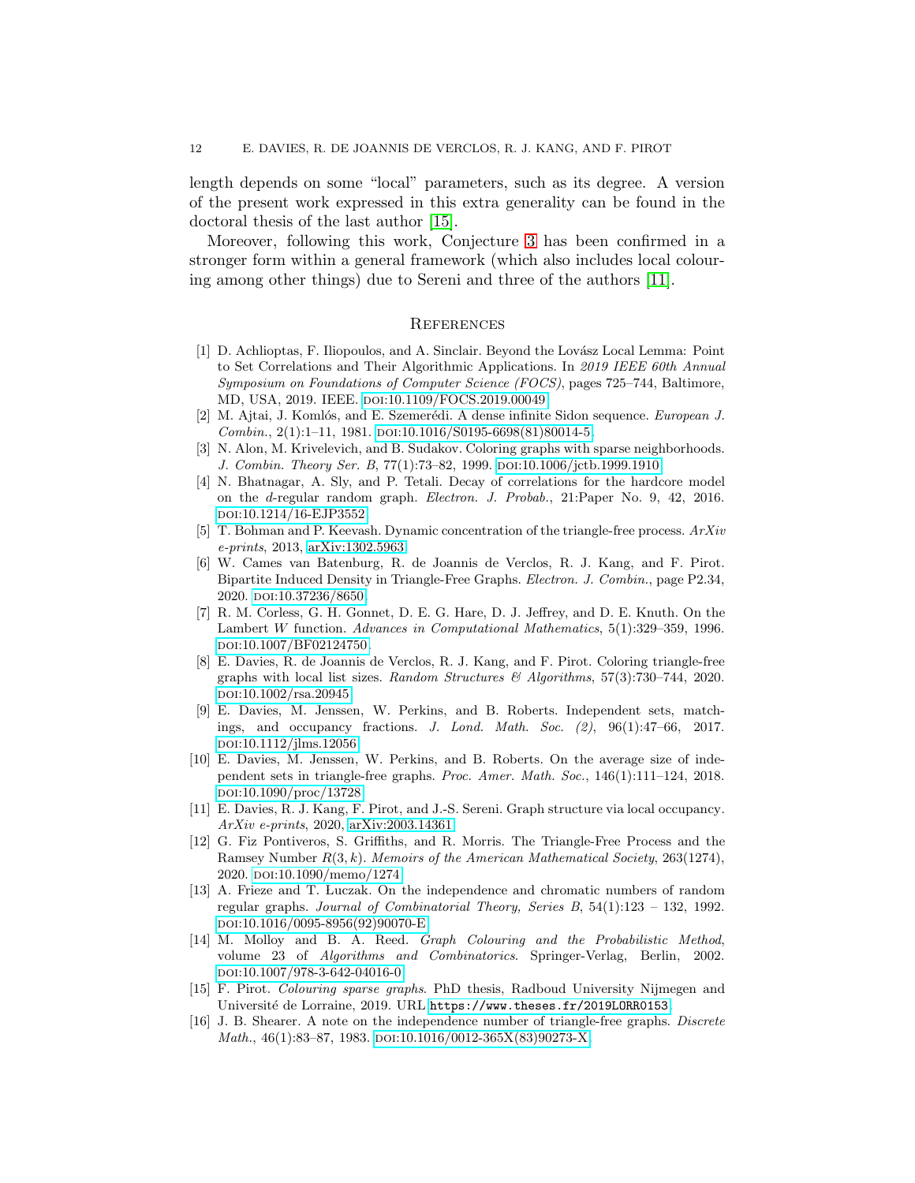length depends on some "local" parameters, such as its degree. A version of the present work expressed in this extra generality can be found in the doctoral thesis of the last author [15].

Moreover, following this work, Conjecture 3 has been confirmed in a stronger form within a general framework (which also includes local colouring among other things) due to Sereni and three of the authors [11].

## References

[1] D. Achlioptas, F. Iliopoulos, and A. Sinclair. Beyond the Lovász Local Lemma: Point to Set Correlations and Their Algorithmic Applications. In *2019 IEEE 60th Annual Symposium on Foundations of Computer Science (FOCS)*, pages 725–744, Baltimore, MD, USA, 2019. IEEE. doi:10.1109/FOCS.2019.00049.

[2] M. Ajtai, J. Komlós, and E. Szemerédi. A dense infinite Sidon sequence. *European J. Combin.*, 2(1):1–11, 1981. doi:10.1016/S0195-6698(81)80014-5.

[3] N. Alon, M. Krivelevich, and B. Sudakov. Coloring graphs with sparse neighborhoods. *J. Combin. Theory Ser. B*, 77(1):73–82, 1999. doi:10.1006/jctb.1999.1910.

[4] N. Bhatnagar, A. Sly, and P. Tetali. Decay of correlations for the hardcore model on the $d$-regular random graph. *Electron. J. Probab.*, 21:Paper No. 9, 42, 2016. doi:10.1214/16-EJP3552.

[5] T. Bohman and P. Keevash. Dynamic concentration of the triangle-free process. *ArXiv e-prints*, 2013, arXiv:1302.5963.

[6] W. Cames van Batenburg, R. de Joannis de Verclos, R. J. Kang, and F. Pirot. Bipartite Induced Density in Triangle-Free Graphs. *Electron. J. Combin.*, page P2.34, 2020. doi:10.37236/8650.

[7] R. M. Corless, G. H. Gonnet, D. E. G. Hare, D. J. Jeffrey, and D. E. Knuth. On the Lambert $W$ function. *Advances in Computational Mathematics*, 5(1):329–359, 1996. doi:10.1007/BF02124750.

[8] E. Davies, R. de Joannis de Verclos, R. J. Kang, and F. Pirot. Coloring triangle-free graphs with local list sizes. *Random Structures & Algorithms*, 57(3):730–744, 2020. doi:10.1002/rsa.20945.

[9] E. Davies, M. Jenssen, W. Perkins, and B. Roberts. Independent sets, matchings, and occupancy fractions. *J. Lond. Math. Soc. (2)*, 96(1):47–66, 2017. doi:10.1112/jlms.12056.

[10] E. Davies, M. Jenssen, W. Perkins, and B. Roberts. On the average size of independent sets in triangle-free graphs. *Proc. Amer. Math. Soc.*, 146(1):111–124, 2018. doi:10.1090/proc/13728.

[11] E. Davies, R. J. Kang, F. Pirot, and J.-S. Sereni. Graph structure via local occupancy. *ArXiv e-prints*, 2020, arXiv:2003.14361.

[12] G. Fiz Pontiveros, S. Griffiths, and R. Morris. The Triangle-Free Process and the Ramsey Number $R(3, k)$. *Memoirs of the American Mathematical Society*, 263(1274), 2020. doi:10.1090/memo/1274.

[13] A. Frieze and T. Łuczak. On the independence and chromatic numbers of random regular graphs. *Journal of Combinatorial Theory, Series B*, 54(1):123 – 132, 1992. doi:10.1016/0095-8956(92)90070-E.

[14] M. Molloy and B. A. Reed. *Graph Colouring and the Probabilistic Method*, volume 23 of *Algorithms and Combinatorics*. Springer-Verlag, Berlin, 2002. doi:10.1007/978-3-642-04016-0.

[15] F. Pirot. *Colouring sparse graphs*. PhD thesis, Radboud University Nijmegen and Université de Lorraine, 2019. URL https://www.theses.fr/2019LORR0153.

[16] J. B. Shearer. A note on the independence number of triangle-free graphs. *Discrete Math.*, 46(1):83–87, 1983. doi:10.1016/0012-365X(83)90273-X.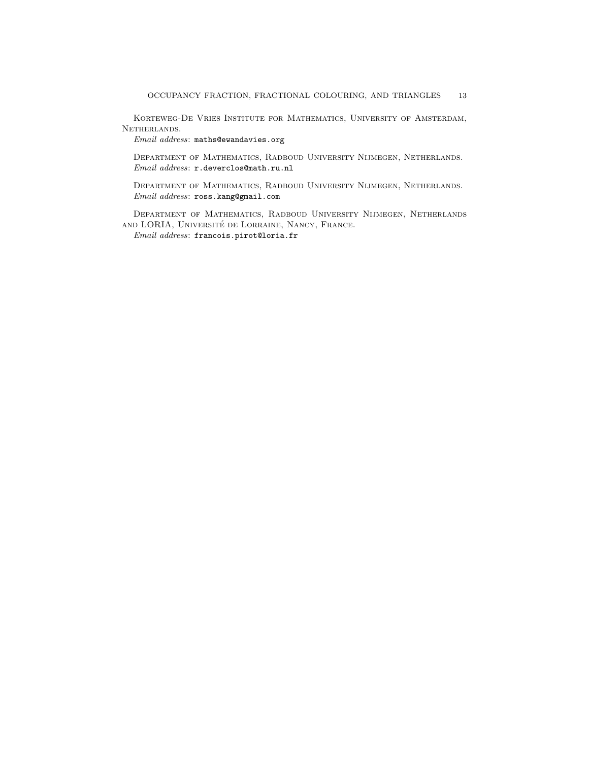Korteweg-De Vries Institute for Mathematics, University of Amsterdam, Netherlands.
*Email address*: maths@ewandavies.org

Department of Mathematics, Radboud University Nijmegen, Netherlands.
*Email address*: r.deverclos@math.ru.nl

Department of Mathematics, Radboud University Nijmegen, Netherlands.
*Email address*: ross.kang@gmail.com

Department of Mathematics, Radboud University Nijmegen, Netherlands and LORIA, Université de Lorraine, Nancy, France.
*Email address*: francois.pirot@loria.fr